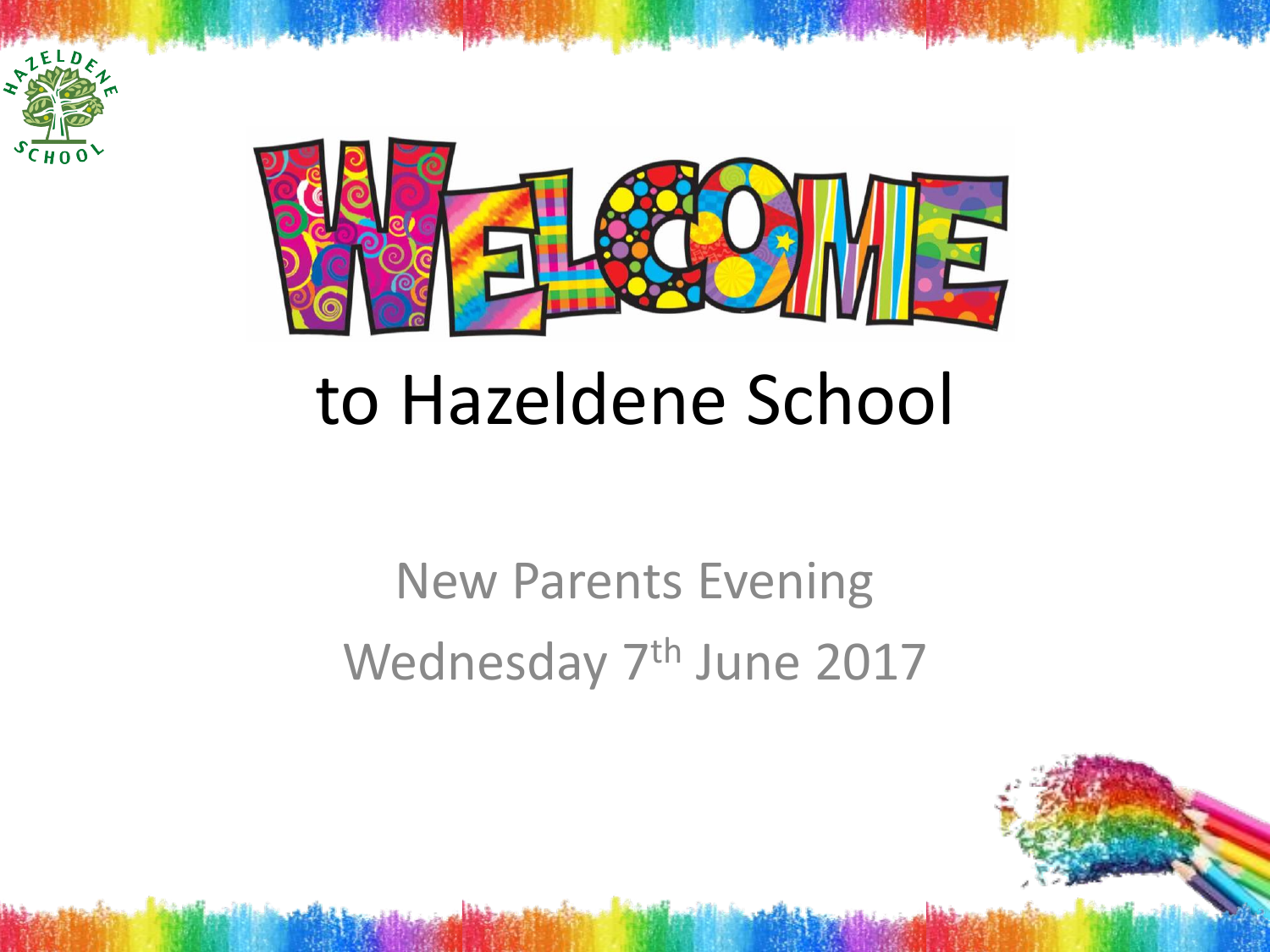# WELCOME

# to Hazeldene School

New Parents Evening

Wednesday 7th June 2017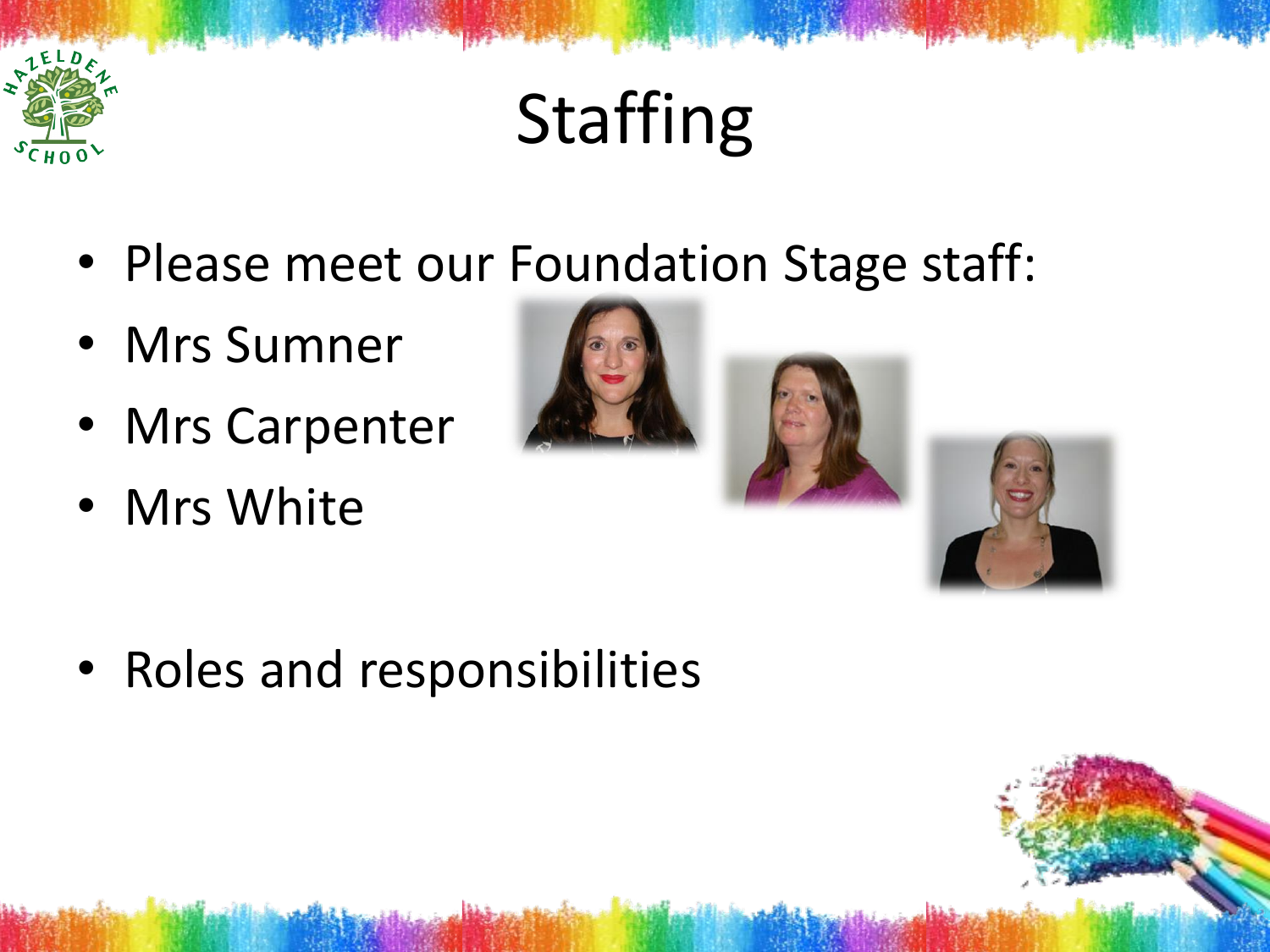# Staffing

- Please meet our Foundation Stage staff:
- Mrs Sumner
- Mrs Carpenter
- Mrs White
- Roles and responsibilities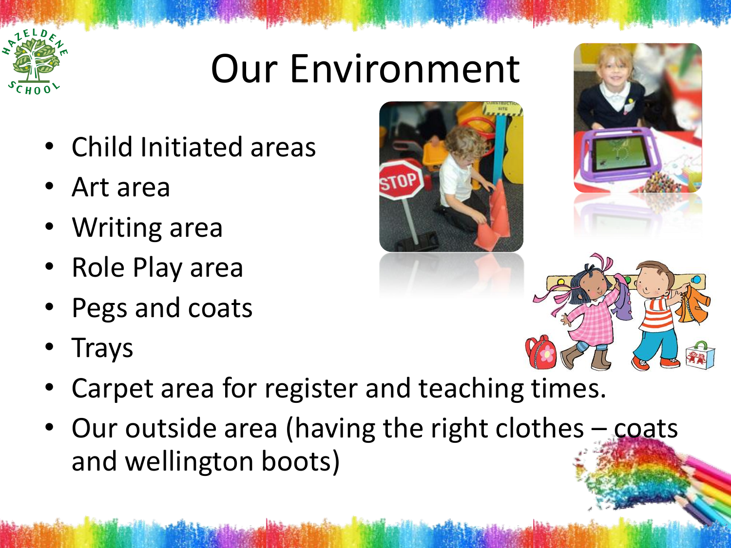# Our Environment

- Child Initiated areas
- Art area
- Writing area
- Role Play area
- Pegs and coats
- Trays
- Carpet area for register and teaching times.
- Our outside area (having the right clothes – coats and wellington boots)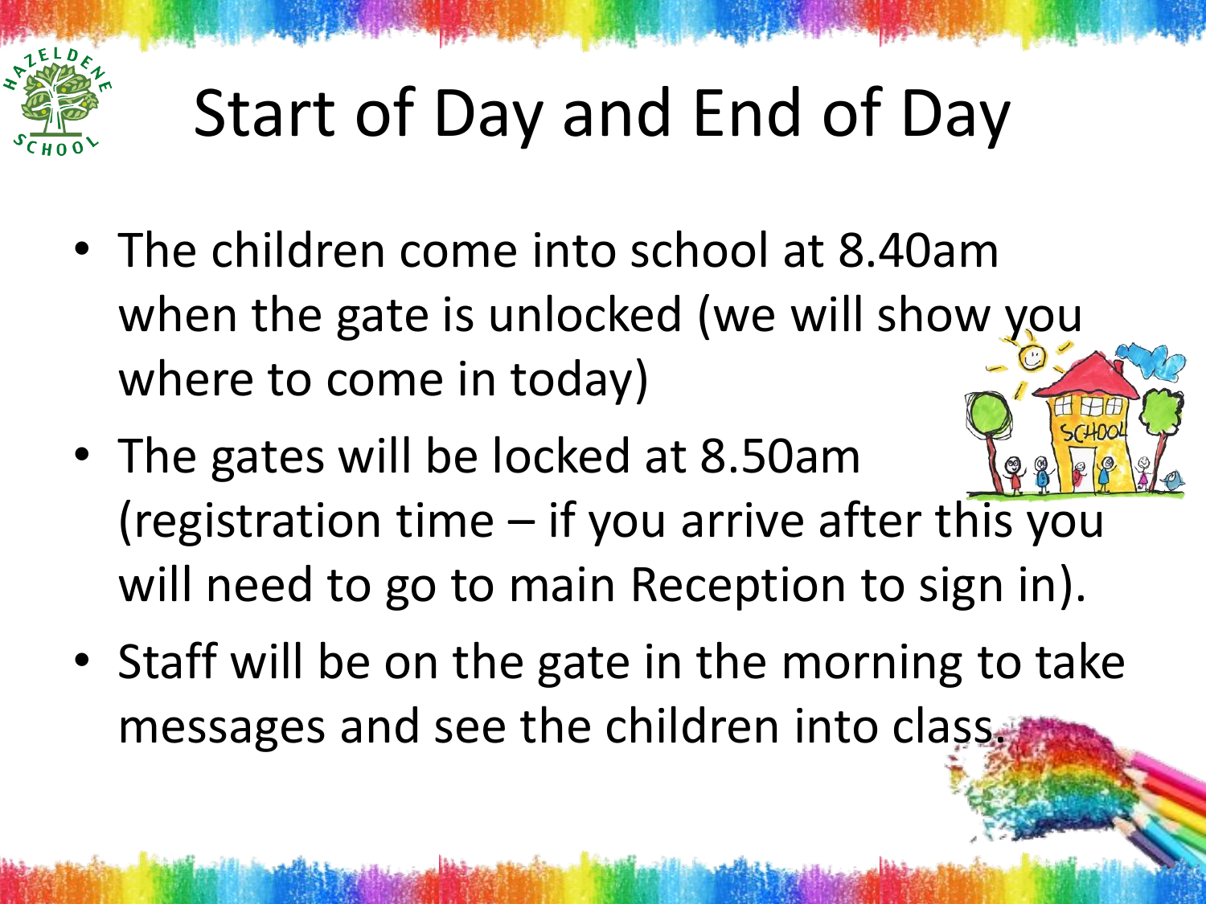# Start of Day and End of Day

- The children come into school at 8.40am when the gate is unlocked (we will show you where to come in today)
- The gates will be locked at 8.50am (registration time – if you arrive after this you will need to go to main Reception to sign in).
- Staff will be on the gate in the morning to take messages and see the children into class.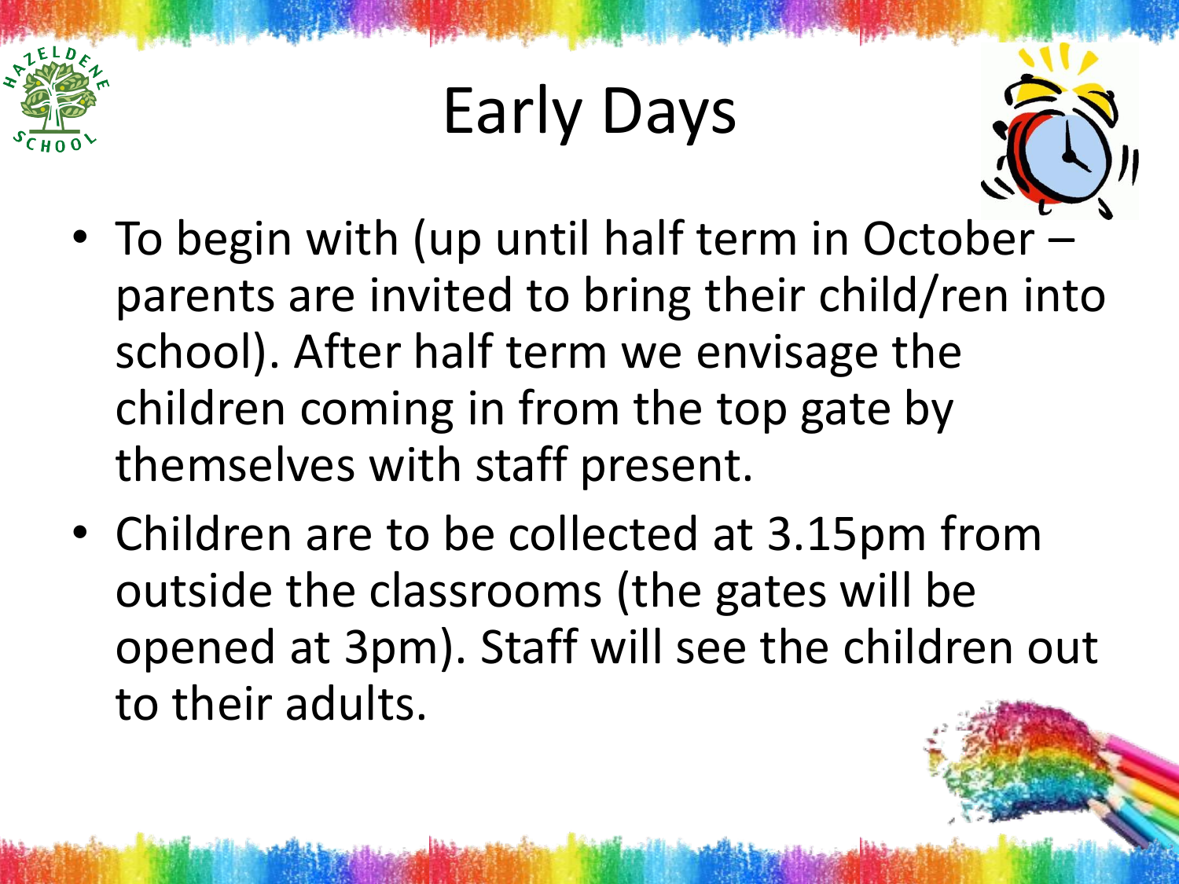# Early Days

- To begin with (up until half term in October – parents are invited to bring their child/ren into school). After half term we envisage the children coming in from the top gate by themselves with staff present.
- Children are to be collected at 3.15pm from outside the classrooms (the gates will be opened at 3pm). Staff will see the children out to their adults.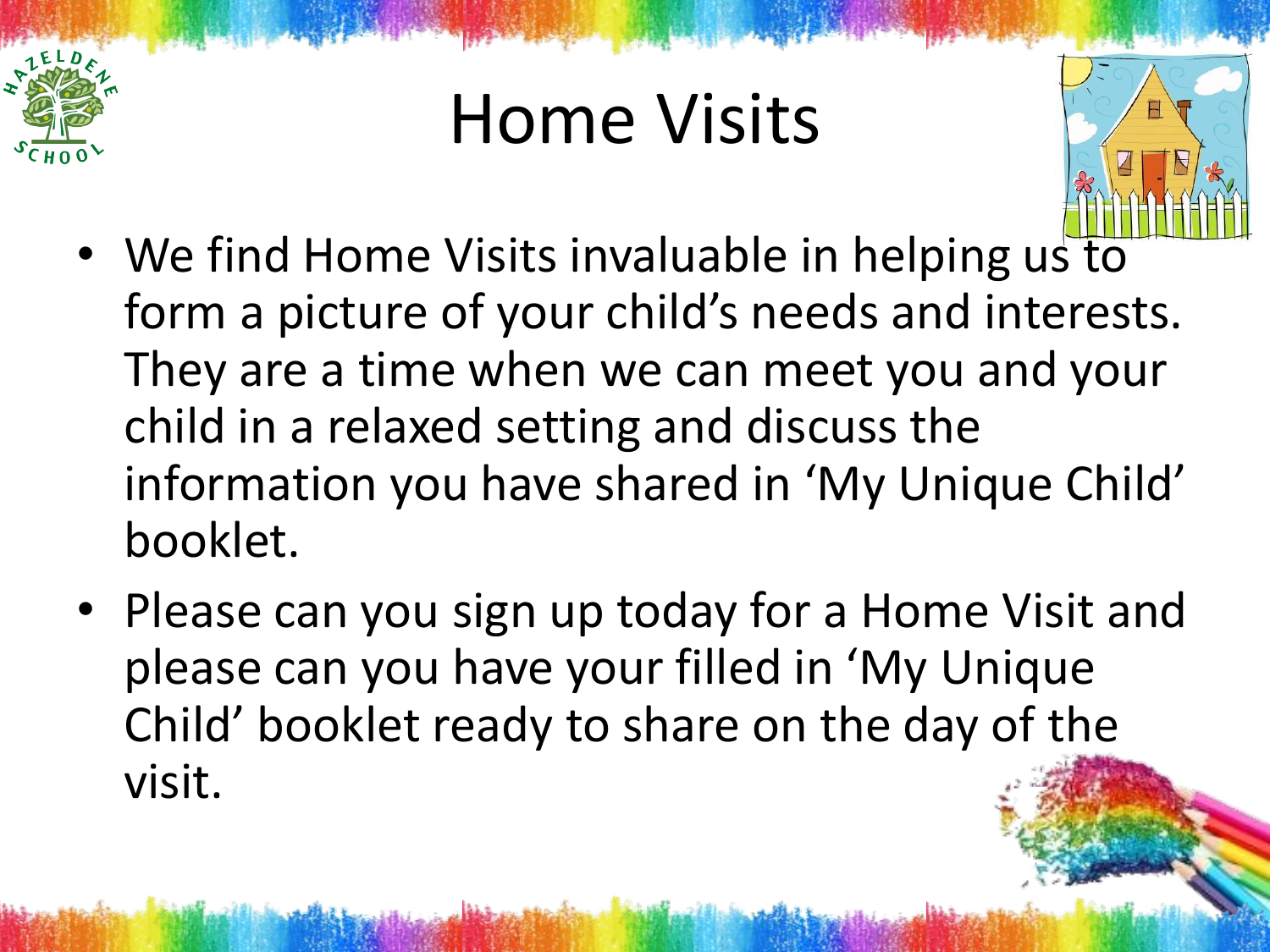# Home Visits

- We find Home Visits invaluable in helping us to form a picture of your child's needs and interests. They are a time when we can meet you and your child in a relaxed setting and discuss the information you have shared in 'My Unique Child' booklet.
- Please can you sign up today for a Home Visit and please can you have your filled in 'My Unique Child' booklet ready to share on the day of the visit.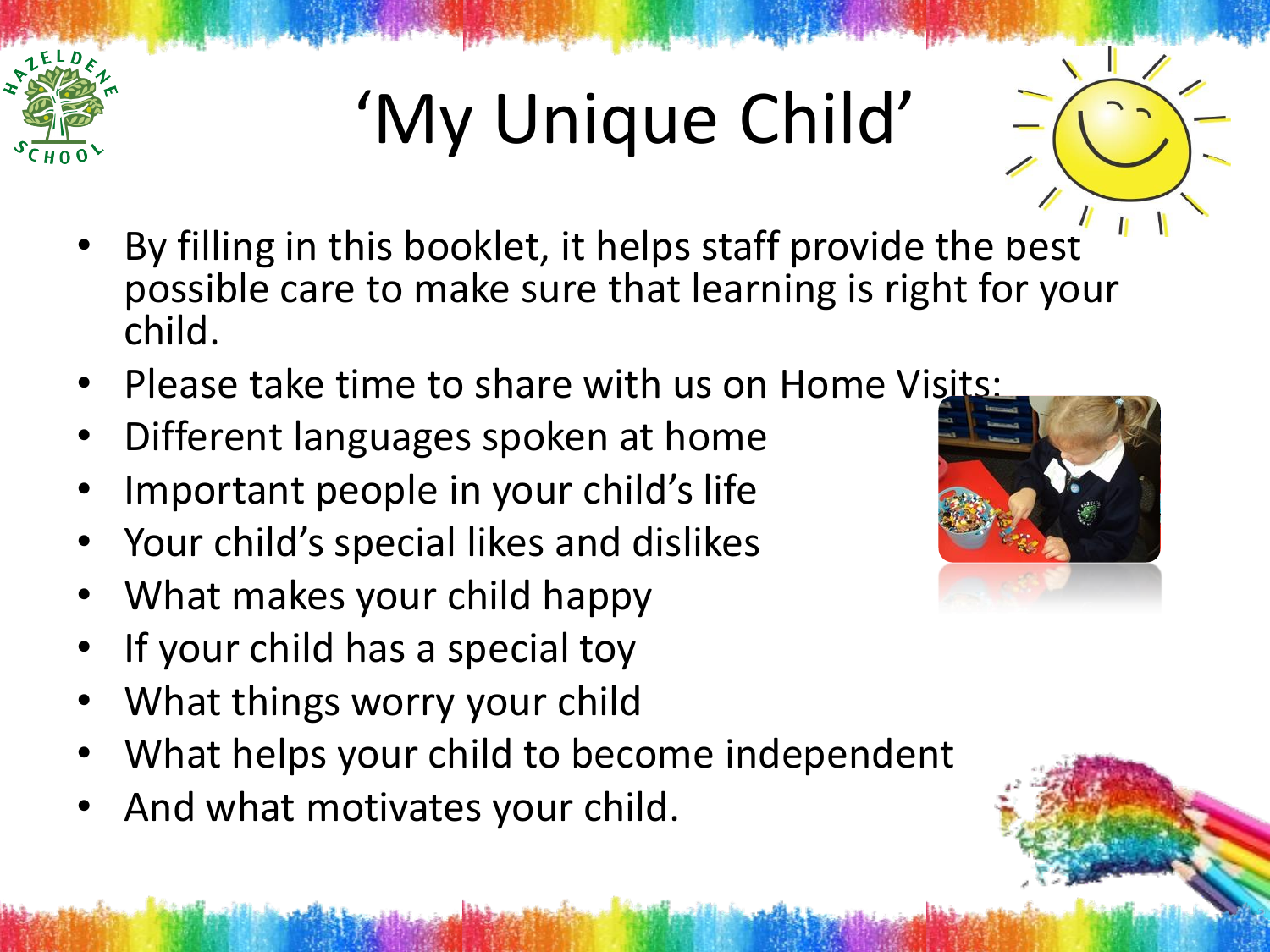# 'My Unique Child'

- By filling in this booklet, it helps staff provide the best possible care to make sure that learning is right for your child.
- Please take time to share with us on Home Visits:
- Different languages spoken at home
- Important people in your child's life
- Your child's special likes and dislikes
- What makes your child happy
- If your child has a special toy
- What things worry your child
- What helps your child to become independent
- And what motivates your child.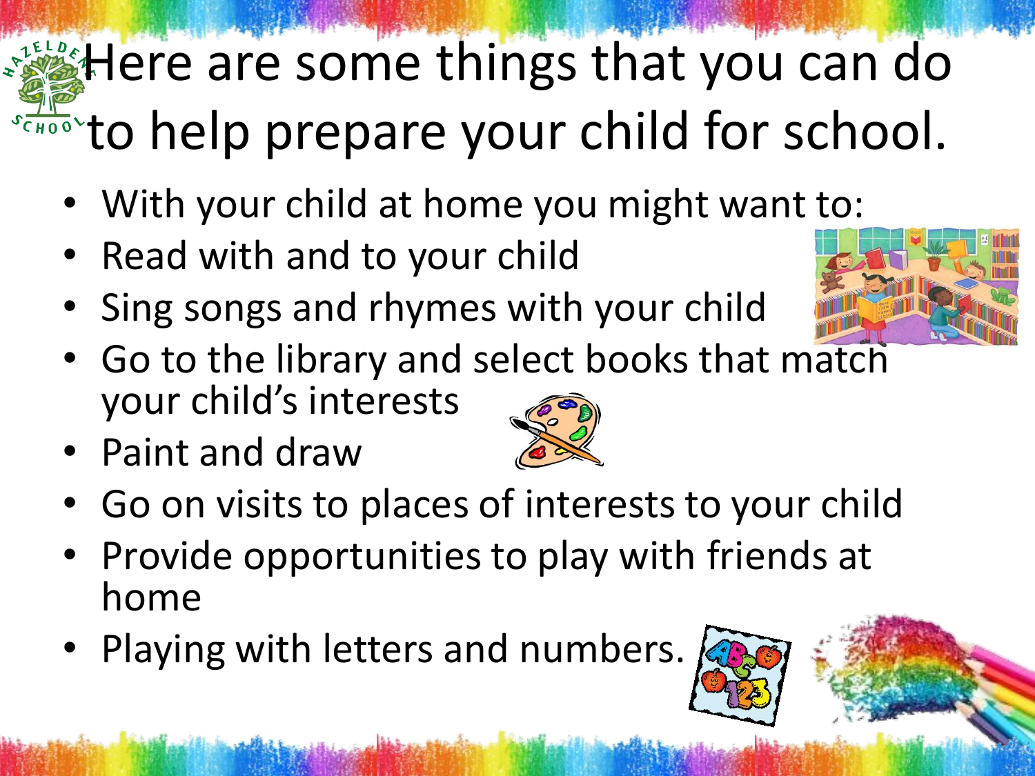# Here are some things that you can do to help prepare your child for school.

- With your child at home you might want to:
- Read with and to your child
- Sing songs and rhymes with your child
- Go to the library and select books that match your child's interests
- Paint and draw
- Go on visits to places of interests to your child
- Provide opportunities to play with friends at home
- Playing with letters and numbers.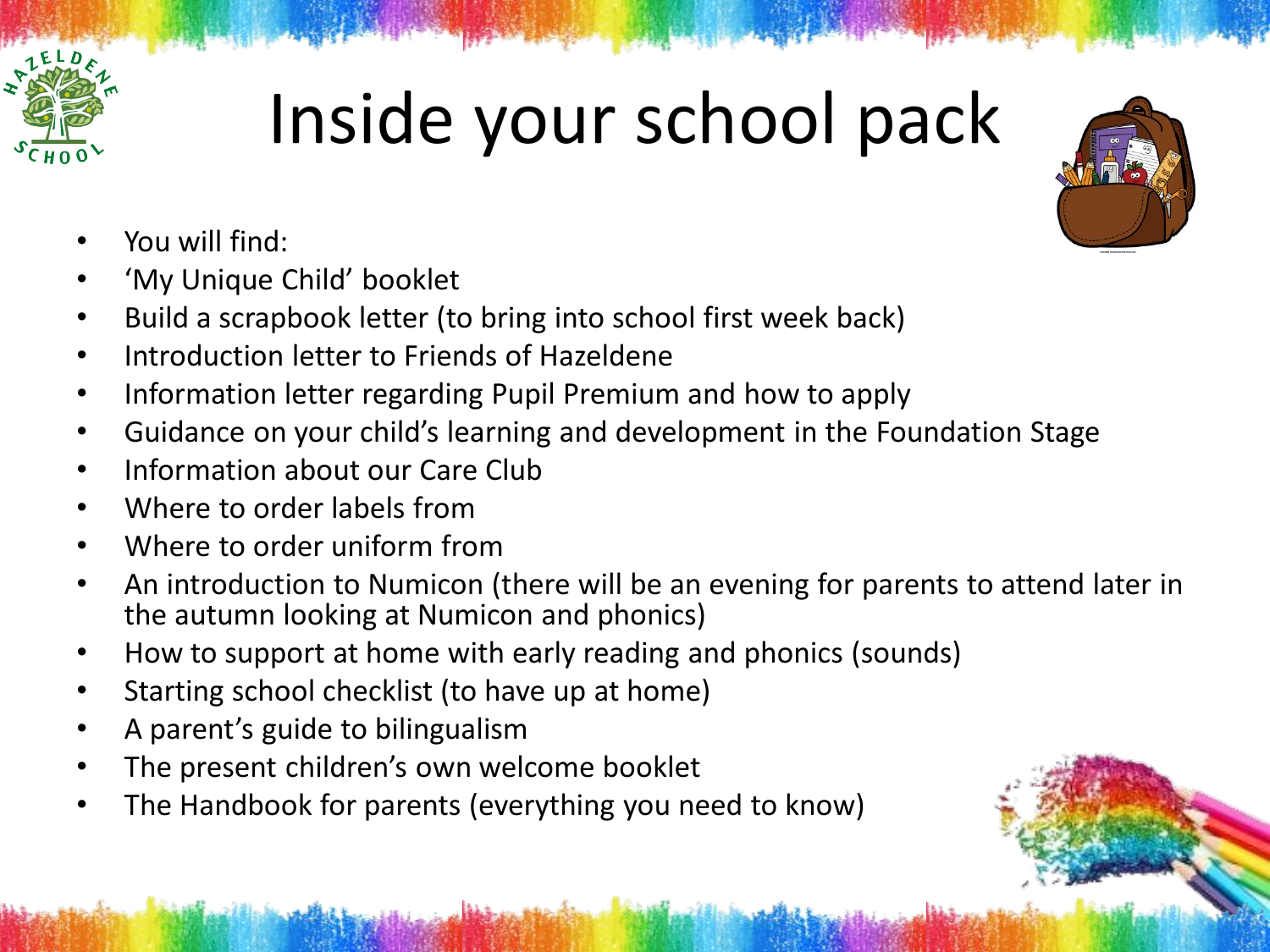# Inside your school pack

- You will find:
- 'My Unique Child' booklet
- Build a scrapbook letter (to bring into school first week back)
- Introduction letter to Friends of Hazeldene
- Information letter regarding Pupil Premium and how to apply
- Guidance on your child's learning and development in the Foundation Stage
- Information about our Care Club
- Where to order labels from
- Where to order uniform from
- An introduction to Numicon (there will be an evening for parents to attend later in the autumn looking at Numicon and phonics)
- How to support at home with early reading and phonics (sounds)
- Starting school checklist (to have up at home)
- A parent's guide to bilingualism
- The present children's own welcome booklet
- The Handbook for parents (everything you need to know)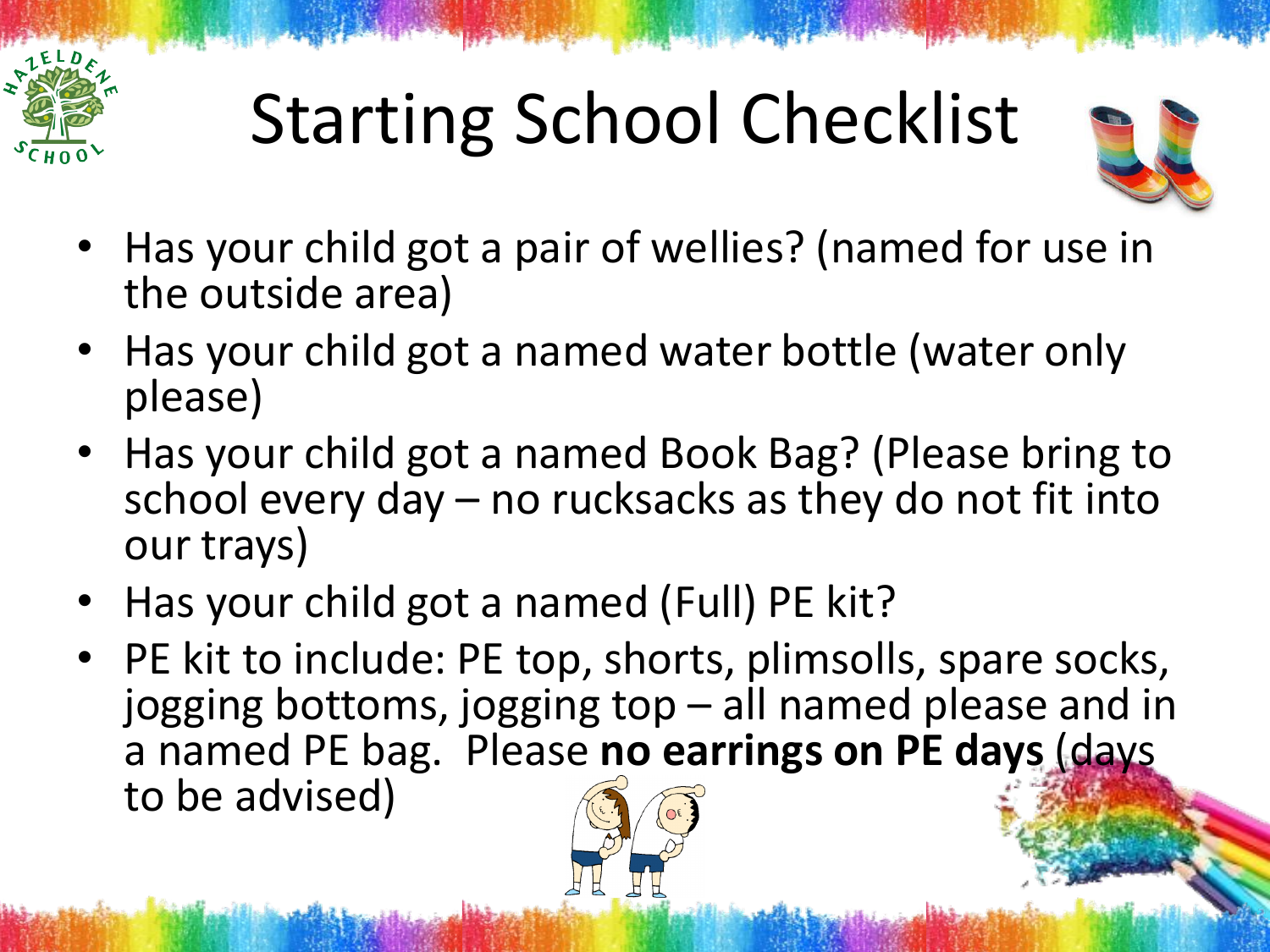# Starting School Checklist

- Has your child got a pair of wellies? (named for use in the outside area)
- Has your child got a named water bottle (water only please)
- Has your child got a named Book Bag? (Please bring to school every day – no rucksacks as they do not fit into our trays)
- Has your child got a named (Full) PE kit?
- PE kit to include: PE top, shorts, plimsolls, spare socks, jogging bottoms, jogging top – all named please and in a named PE bag. Please **no earrings on PE days** (days to be advised)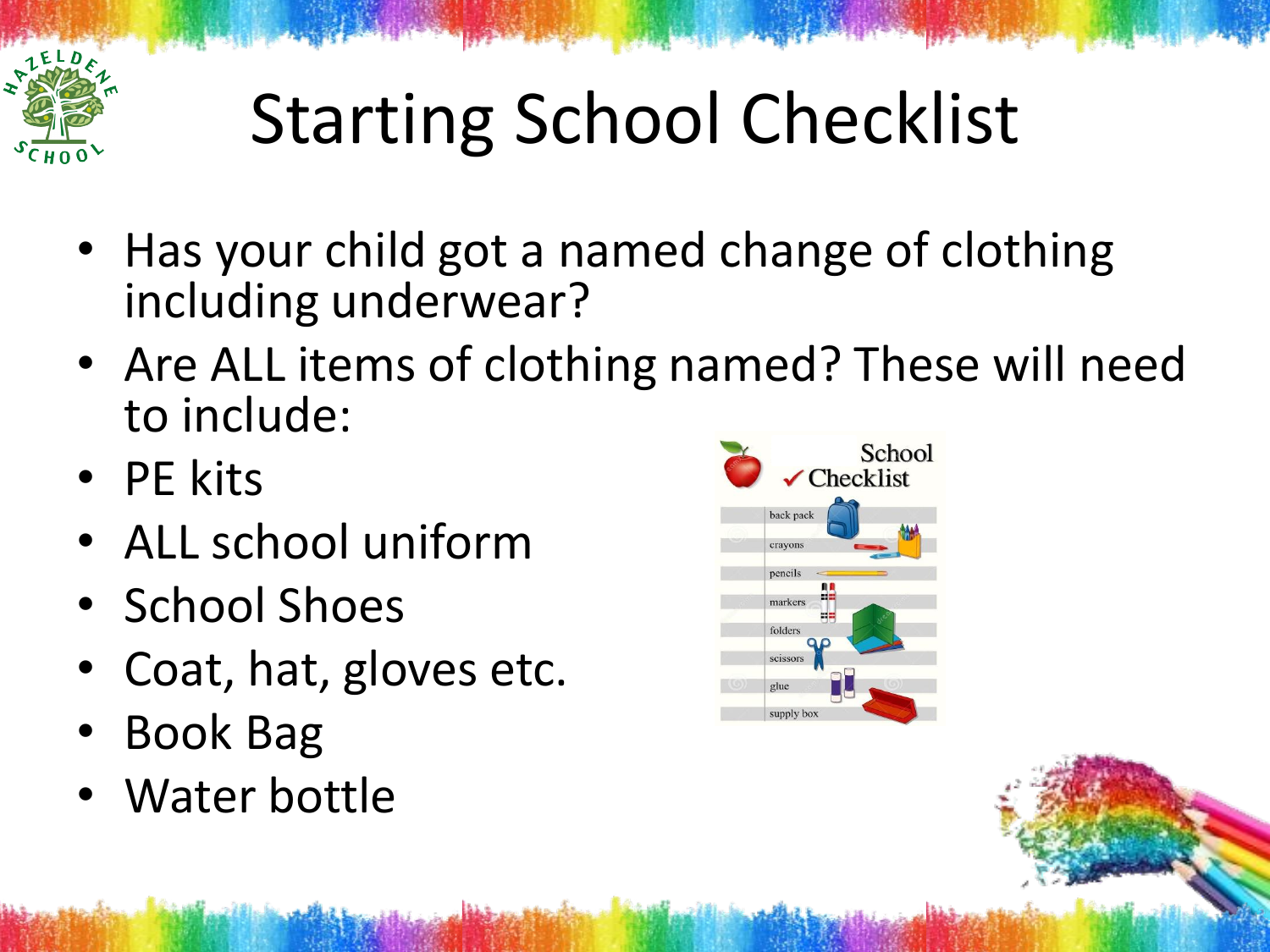# Starting School Checklist

- Has your child got a named change of clothing including underwear?
- Are ALL items of clothing named? These will need to include:
- PE kits
- ALL school uniform
- School Shoes
- Coat, hat, gloves etc.
- Book Bag
- Water bottle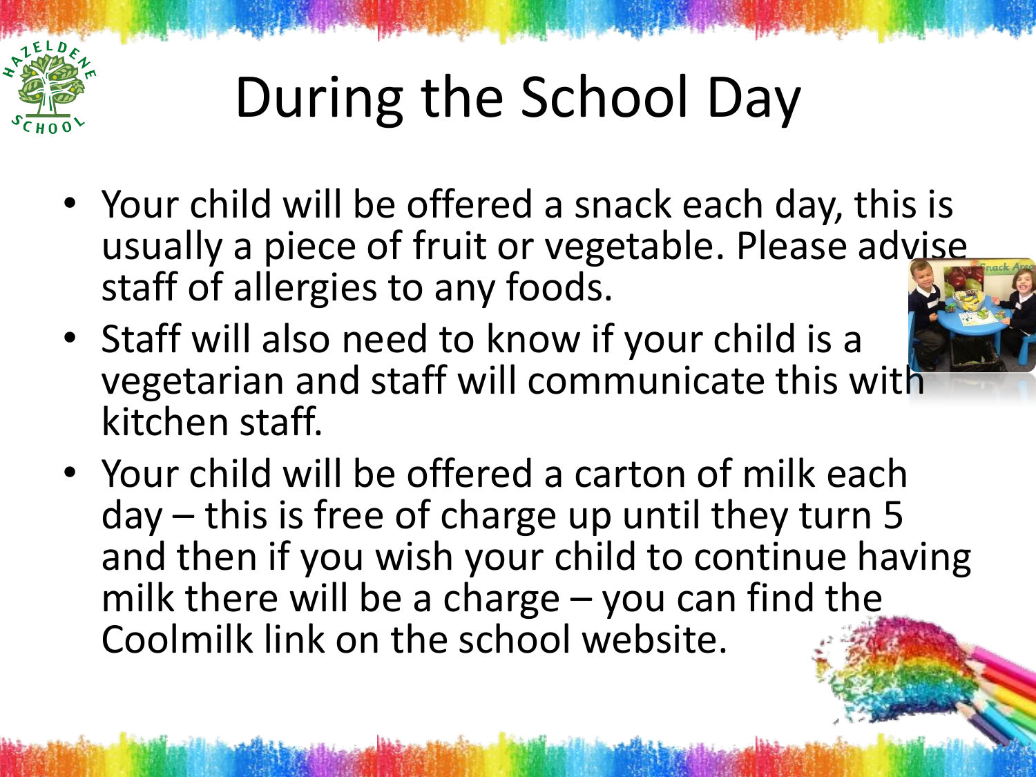# During the School Day

- Your child will be offered a snack each day, this is usually a piece of fruit or vegetable. Please advise staff of allergies to any foods.
- Staff will also need to know if your child is a vegetarian and staff will communicate this with kitchen staff.
- Your child will be offered a carton of milk each day – this is free of charge up until they turn 5 and then if you wish your child to continue having milk there will be a charge – you can find the Coolmilk link on the school website.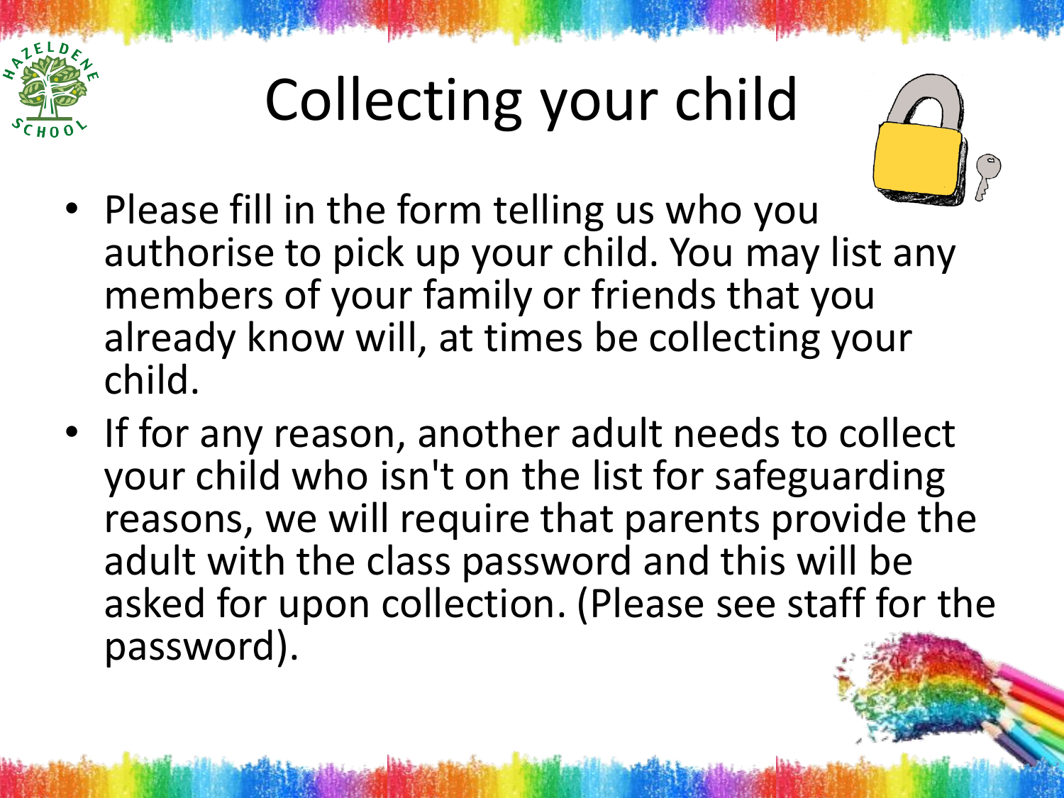# Collecting your child

- Please fill in the form telling us who you authorise to pick up your child. You may list any members of your family or friends that you already know will, at times be collecting your child.
- If for any reason, another adult needs to collect your child who isn't on the list for safeguarding reasons, we will require that parents provide the adult with the class password and this will be asked for upon collection. (Please see staff for the password).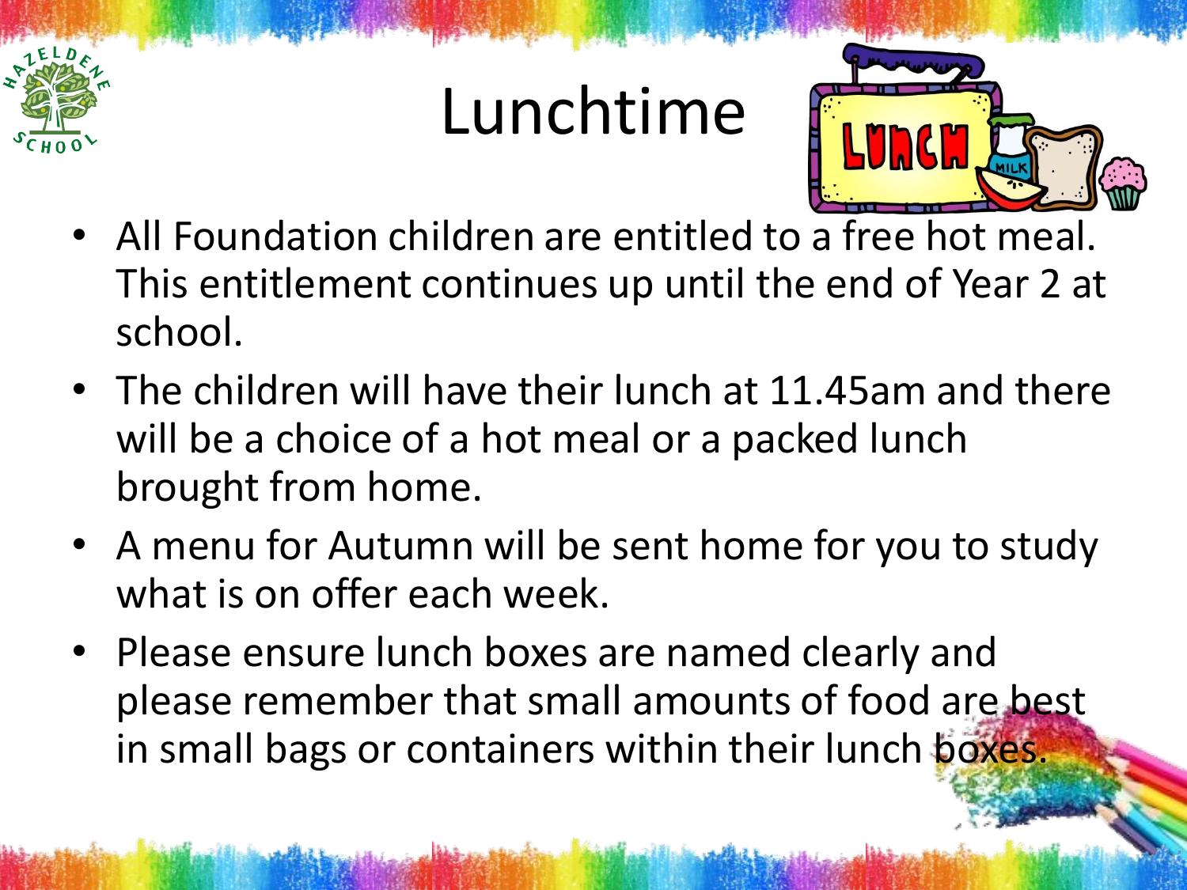# Lunchtime

- All Foundation children are entitled to a free hot meal. This entitlement continues up until the end of Year 2 at school.
- The children will have their lunch at 11.45am and there will be a choice of a hot meal or a packed lunch brought from home.
- A menu for Autumn will be sent home for you to study what is on offer each week.
- Please ensure lunch boxes are named clearly and please remember that small amounts of food are best in small bags or containers within their lunch boxes.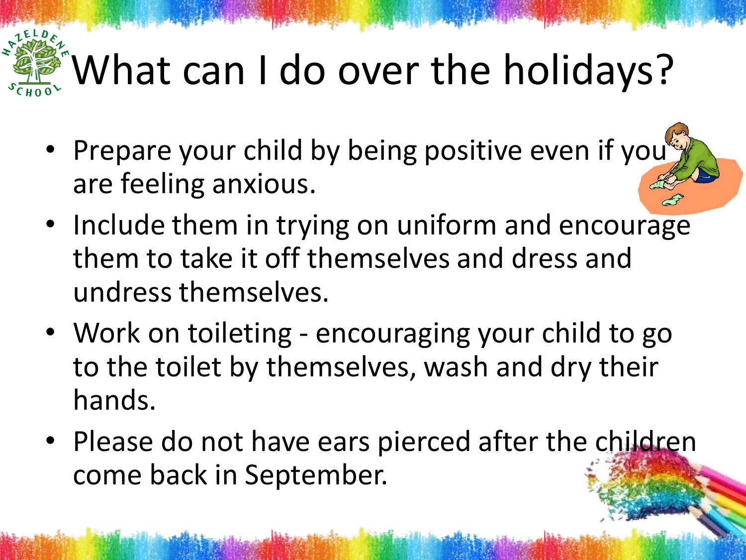# What can I do over the holidays?

- Prepare your child by being positive even if you are feeling anxious.
- Include them in trying on uniform and encourage them to take it off themselves and dress and undress themselves.
- Work on toileting - encouraging your child to go to the toilet by themselves, wash and dry their hands.
- Please do not have ears pierced after the children come back in September.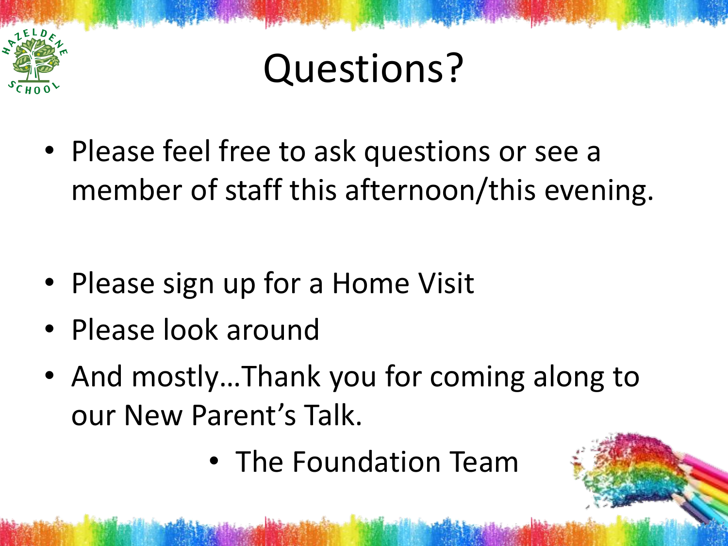# Questions?

- Please feel free to ask questions or see a member of staff this afternoon/this evening.

- Please sign up for a Home Visit
- Please look around
- And mostly…Thank you for coming along to our New Parent's Talk.
    - The Foundation Team